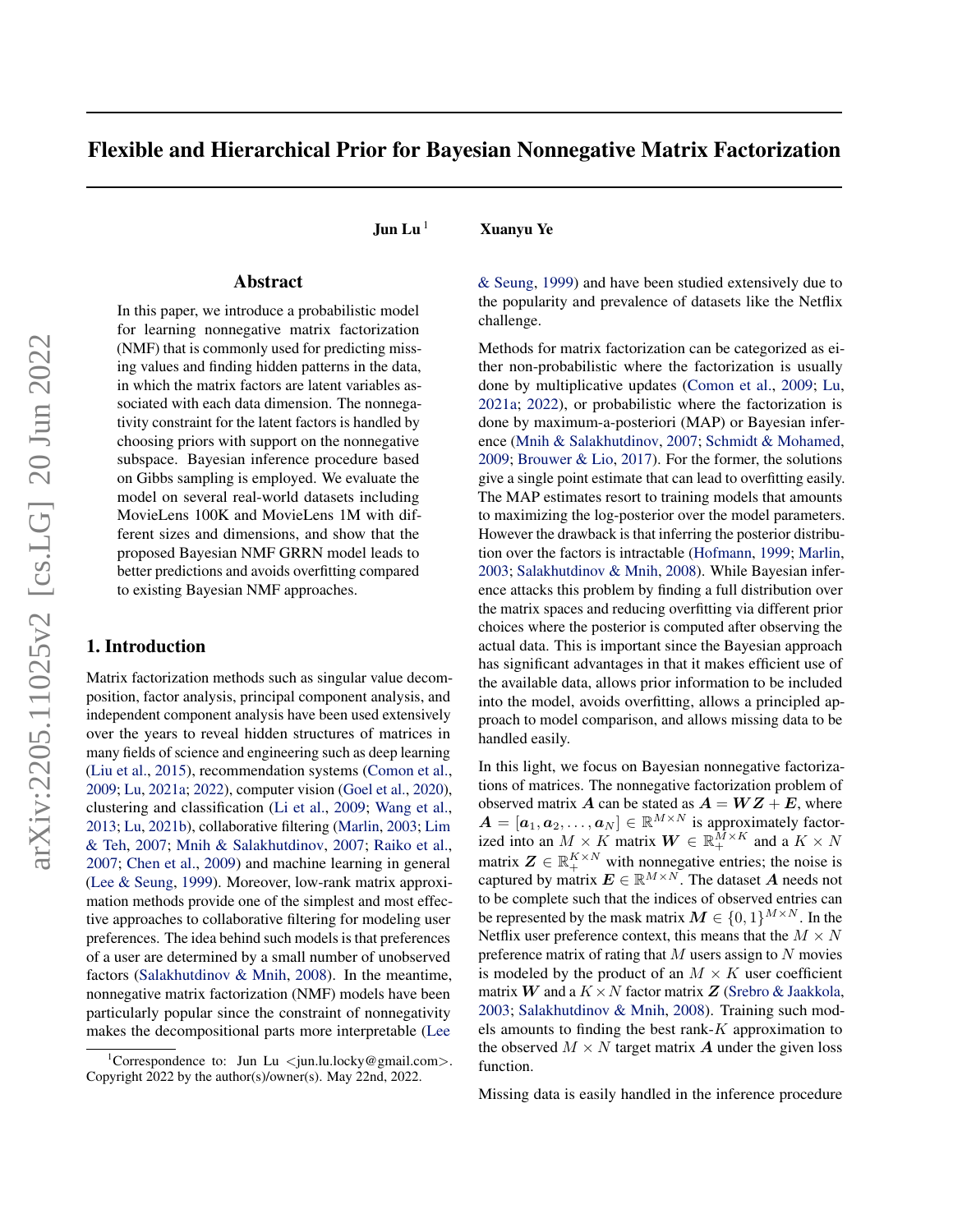# Flexible and Hierarchical Prior for Bayesian Nonnegative Matrix Factorization

**Jun Lu** [1] **Xuanyu Ye**

## Abstract

In this paper, we introduce a probabilistic model for learning nonnegative matrix factorization (NMF) that is commonly used for predicting missing values and finding hidden patterns in the data, in which the matrix factors are latent variables associated with each data dimension. The nonnegativity constraint for the latent factors is handled by choosing priors with support on the nonnegative subspace. Bayesian inference procedure based on Gibbs sampling is employed. We evaluate the model on several real-world datasets including MovieLens 100K and MovieLens 1M with different sizes and dimensions, and show that the proposed Bayesian NMF GRRN model leads to better predictions and avoids overfitting compared to existing Bayesian NMF approaches.

## 1. Introduction

Matrix factorization methods such as singular value decomposition, factor analysis, principal component analysis, and independent component analysis have been used extensively over the years to reveal hidden structures of matrices in many fields of science and engineering such as deep learning (Liu et al., 2015), recommendation systems (Comon et al., 2009; Lu, 2021a; 2022), computer vision (Goel et al., 2020), clustering and classification (Li et al., 2009; Wang et al., 2013; Lu, 2021b), collaborative filtering (Marlin, 2003; Lim & Teh, 2007; Mnih & Salakhutdinov, 2007; Raiko et al., 2007; Chen et al., 2009) and machine learning in general (Lee & Seung, 1999). Moreover, low-rank matrix approximation methods provide one of the simplest and most effective approaches to collaborative filtering for modeling user preferences. The idea behind such models is that preferences of a user are determined by a small number of unobserved factors (Salakhutdinov & Mnih, 2008). In the meantime, nonnegative matrix factorization (NMF) models have been particularly popular since the constraint of nonnegativity makes the decompositional parts more interpretable (Lee & Seung, 1999) and have been studied extensively due to the popularity and prevalence of datasets like the Netflix challenge.

Methods for matrix factorization can be categorized as either non-probabilistic where the factorization is usually done by multiplicative updates (Comon et al., 2009; Lu, 2021a; 2022), or probabilistic where the factorization is done by maximum-a-posteriori (MAP) or Bayesian inference (Mnih & Salakhutdinov, 2007; Schmidt & Mohamed, 2009; Brouwer & Lio, 2017). For the former, the solutions give a single point estimate that can lead to overfitting easily. The MAP estimates resort to training models that amounts to maximizing the log-posterior over the model parameters. However the drawback is that inferring the posterior distribution over the factors is intractable (Hofmann, 1999; Marlin, 2003; Salakhutdinov & Mnih, 2008). While Bayesian inference attacks this problem by finding a full distribution over the matrix spaces and reducing overfitting via different prior choices where the posterior is computed after observing the actual data. This is important since the Bayesian approach has significant advantages in that it makes efficient use of the available data, allows prior information to be included into the model, avoids overfitting, allows a principled approach to model comparison, and allows missing data to be handled easily.

In this light, we focus on Bayesian nonnegative factorizations of matrices. The nonnegative factorization problem of observed matrix $\boldsymbol{A}$ can be stated as $\boldsymbol{A} = \boldsymbol{W}\boldsymbol{Z} + \boldsymbol{E}$, where $\boldsymbol{A} = [\boldsymbol{a}_1, \boldsymbol{a}_2, \ldots, \boldsymbol{a}_N] \in \mathbb{R}^{M\times N}$ is approximately factorized into an $M \times K$ matrix $\boldsymbol{W} \in \mathbb{R}_+^{M\times K}$ and a $K \times N$ matrix $\boldsymbol{Z} \in \mathbb{R}_+^{K\times N}$ with nonnegative entries; the noise is captured by matrix $\boldsymbol{E} \in \mathbb{R}^{M\times N}$. The dataset $\boldsymbol{A}$ needs not to be complete such that the indices of observed entries can be represented by the mask matrix $\boldsymbol{M} \in \{0, 1\}^{M\times N}$. In the Netflix user preference context, this means that the $M \times N$ preference matrix of rating that $M$ users assign to $N$ movies is modeled by the product of an $M \times K$ user coefficient matrix $\boldsymbol{W}$ and a $K \times N$ factor matrix $\boldsymbol{Z}$ (Srebro & Jaakkola, 2003; Salakhutdinov & Mnih, 2008). Training such models amounts to finding the best rank-$K$ approximation to the observed $M \times N$ target matrix $\boldsymbol{A}$ under the given loss function.

Missing data is easily handled in the inference procedure

[1] Correspondence to: Jun Lu <jun.lu.locky@gmail.com>. Copyright 2022 by the author(s)/owner(s). May 22nd, 2022.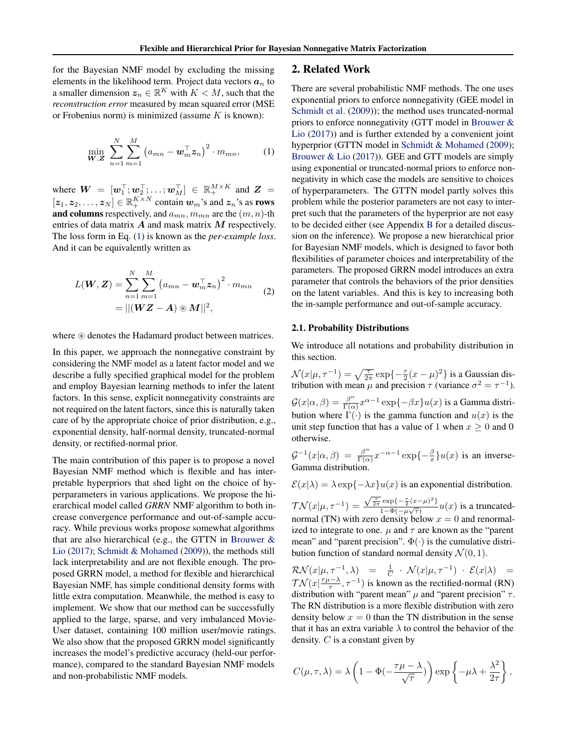for the Bayesian NMF model by excluding the missing elements in the likelihood term. Project data vectors $\boldsymbol{a}_n$ to a smaller dimension $\boldsymbol{z}_n \in \mathbb{R}^K$ with $K < M$, such that the *reconstruction error* measured by mean squared error (MSE or Frobenius norm) is minimized (assume $K$ is known):

$$\min_{\boldsymbol{W},\boldsymbol{Z}} \sum_{n=1}^{N} \sum_{m=1}^{M} \left(a_{mn} - \boldsymbol{w}_m^\top \boldsymbol{z}_n\right)^2 \cdot m_{mn}, \tag{1}$$

where $\boldsymbol{W} = [\boldsymbol{w}_1^\top; \boldsymbol{w}_2^\top; \ldots; \boldsymbol{w}_M^\top] \in \mathbb{R}_+^{M\times K}$ and $\boldsymbol{Z} = [\boldsymbol{z}_1, \boldsymbol{z}_2, \ldots, \boldsymbol{z}_N] \in \mathbb{R}_+^{K\times N}$ contain $\boldsymbol{w}_m$'s and $\boldsymbol{z}_n$'s as **rows and columns** respectively, and $a_{mn}, m_{mn}$ are the $(m, n)$-th entries of data matrix $\boldsymbol{A}$ and mask matrix $\boldsymbol{M}$ respectively. The loss form in Eq. (1) is known as the *per-example loss*. And it can be equivalently written as

$$\begin{aligned} L(\boldsymbol{W}, \boldsymbol{Z}) &= \sum_{n=1}^{N} \sum_{m=1}^{M} \left(a_{mn} - \boldsymbol{w}_m^\top \boldsymbol{z}_n\right)^2 \cdot m_{mn} \\ &= ||(\boldsymbol{W}\boldsymbol{Z} - \boldsymbol{A}) \circledast \boldsymbol{M}||^2, \end{aligned} \tag{2}$$

where $\circledast$ denotes the Hadamard product between matrices.

In this paper, we approach the nonnegative constraint by considering the NMF model as a latent factor model and we describe a fully specified graphical model for the problem and employ Bayesian learning methods to infer the latent factors. In this sense, explicit nonnegativity constraints are not required on the latent factors, since this is naturally taken care of by the appropriate choice of prior distribution, e.g., exponential density, half-normal density, truncated-normal density, or rectified-normal prior.

The main contribution of this paper is to propose a novel Bayesian NMF method which is flexible and has interpretable hyperpriors that shed light on the choice of hyperparameters in various applications. We propose the hierarchical model called *GRRN* NMF algorithm to both increase convergence performance and out-of-sample accuracy. While previous works propose somewhat algorithms that are also hierarchical (e.g., the GTTN in Brouwer & Lio (2017); Schmidt & Mohamed (2009)), the methods still lack interpretability and are not flexible enough. The proposed GRRN model, a method for flexible and hierarchical Bayesian NMF, has simple conditional density forms with little extra computation. Meanwhile, the method is easy to implement. We show that our method can be successfully applied to the large, sparse, and very imbalanced Movie-User dataset, containing 100 million user/movie ratings. We also show that the proposed GRRN model significantly increases the model's predictive accuracy (held-our performance), compared to the standard Bayesian NMF models and non-probabilistic NMF models.

## 2. Related Work

There are several probabilistic NMF methods. The one uses exponential priors to enforce nonnegativity (GEE model in Schmidt et al. (2009)); the method uses truncated-normal priors to enforce nonnegativity (GTT model in Brouwer & Lio (2017)) and is further extended by a convenient joint hyperprior (GTTN model in Schmidt & Mohamed (2009); Brouwer & Lio (2017)). GEE and GTT models are simply using exponential or truncated-normal priors to enforce nonnegativity in which case the models are sensitive to choices of hyperparameters. The GTTN model partly solves this problem while the posterior parameters are not easy to interpret such that the parameters of the hyperprior are not easy to be decided either (see Appendix B for a detailed discussion on the inference). We propose a new hierarchical prior for Bayesian NMF models, which is designed to favor both flexibilities of parameter choices and interpretability of the parameters. The proposed GRRN model introduces an extra parameter that controls the behaviors of the prior densities on the latent variables. And this is key to increasing both the in-sample performance and out-of-sample accuracy.

### 2.1. Probability Distributions

We introduce all notations and probability distribution in this section.

$\mathcal{N}(x|\mu, \tau^{-1}) = \sqrt{\frac{\tau}{2\pi}} \exp\{-\frac{\tau}{2}(x-\mu)^2\}$ is a Gaussian distribution with mean $\mu$ and precision $\tau$ (variance $\sigma^2 = \tau^{-1}$).

$\mathcal{G}(x|\alpha, \beta) = \frac{\beta^\alpha}{\Gamma(\alpha)} x^{\alpha-1} \exp\{-\beta x\} u(x)$ is a Gamma distribution where $\Gamma(\cdot)$ is the gamma function and $u(x)$ is the unit step function that has a value of 1 when $x \geq 0$ and 0 otherwise.

$\mathcal{G}^{-1}(x|\alpha, \beta) = \frac{\beta^\alpha}{\Gamma(\alpha)} x^{-\alpha-1} \exp\{-\frac{\beta}{x}\} u(x)$ is an inverse-Gamma distribution.

$\mathcal{E}(x|\lambda) = \lambda \exp\{-\lambda x\} u(x)$ is an exponential distribution.

$\mathcal{TN}(x|\mu, \tau^{-1}) = \frac{\sqrt{\frac{\tau}{2\pi}} \exp\{-\frac{\tau}{2}(x-\mu)^2\}}{1-\Phi(-\mu\sqrt{\tau})} u(x)$ is a truncated-normal (TN) with zero density below $x = 0$ and renormalized to integrate to one. $\mu$ and $\tau$ are known as the "parent mean" and "parent precision". $\Phi(\cdot)$ is the cumulative distribution function of standard normal density $\mathcal{N}(0, 1)$.

$\mathcal{RN}(x|\mu, \tau^{-1}, \lambda) = \frac{1}{C} \cdot \mathcal{N}(x|\mu, \tau^{-1}) \cdot \mathcal{E}(x|\lambda) = \mathcal{TN}(x|\frac{\tau\mu-\lambda}{\tau}, \tau^{-1})$ is known as the rectified-normal (RN) distribution with "parent mean" $\mu$ and "parent precision" $\tau$. The RN distribution is a more flexible distribution with zero density below $x = 0$ than the TN distribution in the sense that it has an extra variable $\lambda$ to control the behavior of the density. $C$ is a constant given by

$$C(\mu, \tau, \lambda) = \lambda \left(1 - \Phi(-\frac{\tau\mu - \lambda}{\sqrt{\tau}})\right) \exp\left\{-\mu\lambda + \frac{\lambda^2}{2\tau}\right\},$$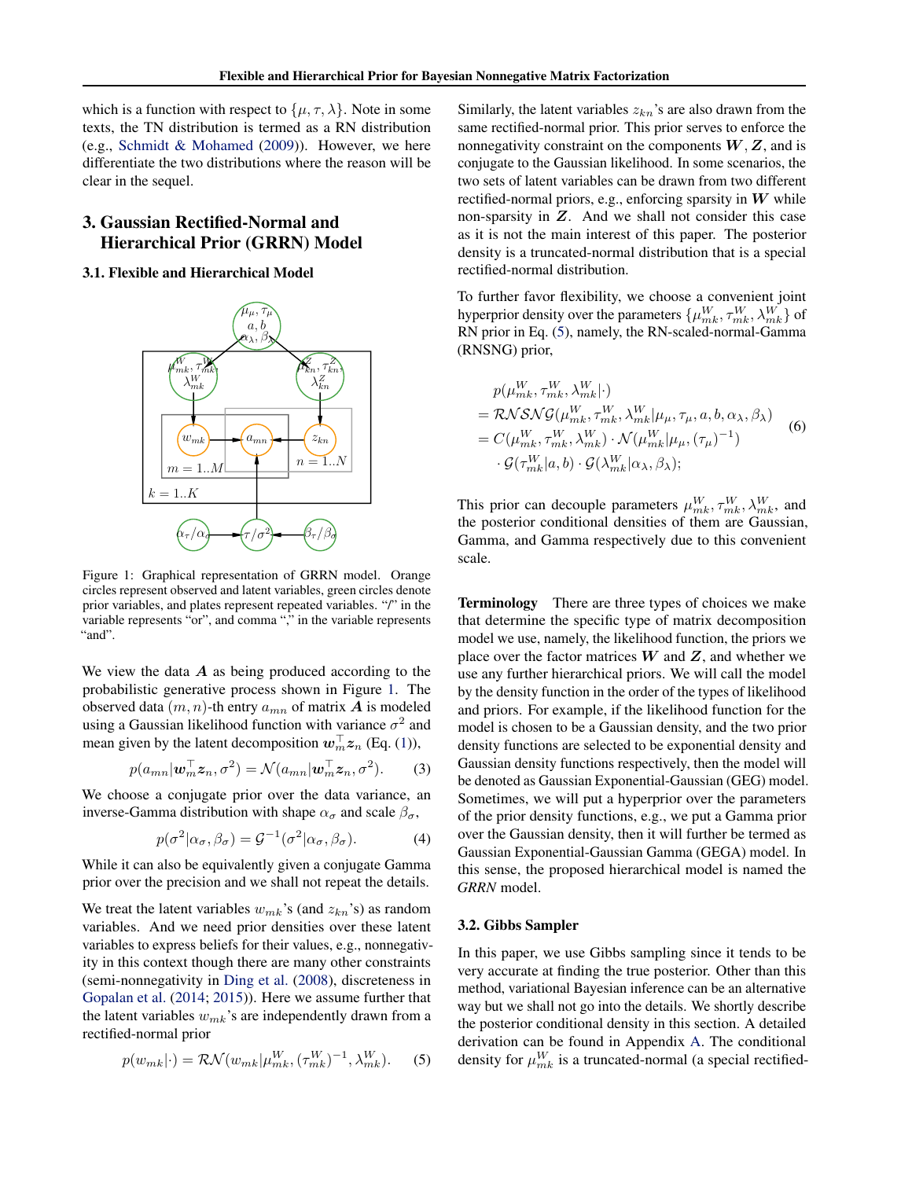which is a function with respect to $\{\mu, \tau, \lambda\}$. Note in some texts, the TN distribution is termed as a RN distribution (e.g., Schmidt & Mohamed (2009)). However, we here differentiate the two distributions where the reason will be clear in the sequel.

## 3. Gaussian Rectified-Normal and Hierarchical Prior (GRRN) Model

### 3.1. Flexible and Hierarchical Model

Figure 1: Graphical representation of GRRN model. Orange circles represent observed and latent variables, green circles denote prior variables, and plates represent repeated variables. "/" in the variable represents "or", and comma "," in the variable represents "and".

We view the data $\boldsymbol{A}$ as being produced according to the probabilistic generative process shown in Figure 1. The observed data $(m, n)$-th entry $a_{mn}$ of matrix $\boldsymbol{A}$ is modeled using a Gaussian likelihood function with variance $\sigma^2$ and mean given by the latent decomposition $\boldsymbol{w}_m^\top \boldsymbol{z}_n$ (Eq. (1)),

$$p(a_{mn}|\boldsymbol{w}_m^\top \boldsymbol{z}_n, \sigma^2) = \mathcal{N}(a_{mn}|\boldsymbol{w}_m^\top \boldsymbol{z}_n, \sigma^2). \quad (3)$$

We choose a conjugate prior over the data variance, an inverse-Gamma distribution with shape $\alpha_\sigma$ and scale $\beta_\sigma$,

$$p(\sigma^2|\alpha_\sigma, \beta_\sigma) = \mathcal{G}^{-1}(\sigma^2|\alpha_\sigma, \beta_\sigma). \quad (4)$$

While it can also be equivalently given a conjugate Gamma prior over the precision and we shall not repeat the details.

We treat the latent variables $w_{mk}$'s (and $z_{kn}$'s) as random variables. And we need prior densities over these latent variables to express beliefs for their values, e.g., nonnegativity in this context though there are many other constraints (semi-nonnegativity in Ding et al. (2008), discreteness in Gopalan et al. (2014; 2015)). Here we assume further that the latent variables $w_{mk}$'s are independently drawn from a rectified-normal prior

$$p(w_{mk}|\cdot) = \mathcal{RN}(w_{mk}|\mu_{mk}^W, (\tau_{mk}^W)^{-1}, \lambda_{mk}^W). \quad (5)$$

Similarly, the latent variables $z_{kn}$'s are also drawn from the same rectified-normal prior. This prior serves to enforce the nonnegativity constraint on the components $\boldsymbol{W}, \boldsymbol{Z}$, and is conjugate to the Gaussian likelihood. In some scenarios, the two sets of latent variables can be drawn from two different rectified-normal priors, e.g., enforcing sparsity in $\boldsymbol{W}$ while non-sparsity in $\boldsymbol{Z}$. And we shall not consider this case as it is not the main interest of this paper. The posterior density is a truncated-normal distribution that is a special rectified-normal distribution.

To further favor flexibility, we choose a convenient joint hyperprior density over the parameters $\{\mu_{mk}^W, \tau_{mk}^W, \lambda_{mk}^W\}$ of RN prior in Eq. (5), namely, the RN-scaled-normal-Gamma (RNSNG) prior,

$$\begin{aligned}
&p(\mu_{mk}^W, \tau_{mk}^W, \lambda_{mk}^W|\cdot) \\
&= \mathcal{RNSNG}(\mu_{mk}^W, \tau_{mk}^W, \lambda_{mk}^W|\mu_\mu, \tau_\mu, a, b, \alpha_\lambda, \beta_\lambda) \\
&= C(\mu_{mk}^W, \tau_{mk}^W, \lambda_{mk}^W) \cdot \mathcal{N}(\mu_{mk}^W|\mu_\mu, (\tau_\mu)^{-1}) \\
&\quad \cdot \mathcal{G}(\tau_{mk}^W|a, b) \cdot \mathcal{G}(\lambda_{mk}^W|\alpha_\lambda, \beta_\lambda);
\end{aligned} \quad (6)$$

This prior can decouple parameters $\mu_{mk}^W, \tau_{mk}^W, \lambda_{mk}^W$, and the posterior conditional densities of them are Gaussian, Gamma, and Gamma respectively due to this convenient scale.

**Terminology** There are three types of choices we make that determine the specific type of matrix decomposition model we use, namely, the likelihood function, the priors we place over the factor matrices $\boldsymbol{W}$ and $\boldsymbol{Z}$, and whether we use any further hierarchical priors. We will call the model by the density function in the order of the types of likelihood and priors. For example, if the likelihood function for the model is chosen to be a Gaussian density, and the two prior density functions are selected to be exponential density and Gaussian density functions respectively, then the model will be denoted as Gaussian Exponential-Gaussian (GEG) model. Sometimes, we will put a hyperprior over the parameters of the prior density functions, e.g., we put a Gamma prior over the Gaussian density, then it will further be termed as Gaussian Exponential-Gaussian Gamma (GEGA) model. In this sense, the proposed hierarchical model is named the *GRRN* model.

### 3.2. Gibbs Sampler

In this paper, we use Gibbs sampling since it tends to be very accurate at finding the true posterior. Other than this method, variational Bayesian inference can be an alternative way but we shall not go into the details. We shortly describe the posterior conditional density in this section. A detailed derivation can be found in Appendix A. The conditional density for $\mu_{mk}^W$ is a truncated-normal (a special rectified-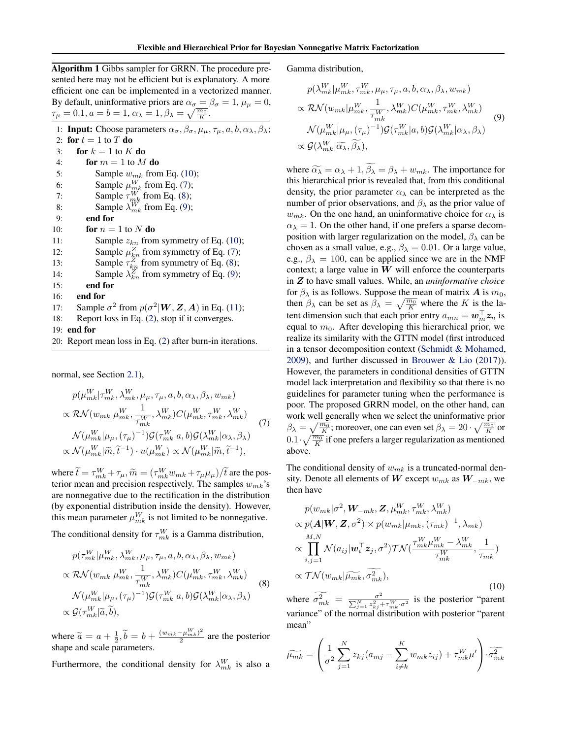**Algorithm 1** Gibbs sampler for GRRN. The procedure presented here may not be efficient but is explanatory. A more efficient one can be implemented in a vectorized manner. By default, uninformative priors are $\alpha_\sigma = \beta_\sigma = 1$, $\mu_\mu = 0$, $\tau_\mu = 0.1, a = b = 1, \alpha_\lambda = 1, \beta_\lambda = \sqrt{\frac{m_0}{K}}$.

```
1: Input: Choose parameters α_σ, β_σ, μ_μ, τ_μ, a, b, α_λ, β_λ;
2: for t = 1 to T do
3:     for k = 1 to K do
4:         for m = 1 to M do
5:             Sample w_mk from Eq. (10);
6:             Sample μ^W_mk from Eq. (7);
7:             Sample τ^W_mk from Eq. (8);
8:             Sample λ^W_mk from Eq. (9);
9:         end for
10:        for n = 1 to N do
11:            Sample z_kn from symmetry of Eq. (10);
12:            Sample μ^Z_kn from symmetry of Eq. (7);
13:            Sample τ^Z_kn from symmetry of Eq. (8);
14:            Sample λ^Z_kn from symmetry of Eq. (9);
15:        end for
16:    end for
17:    Sample σ^2 from p(σ^2|W, Z, A) in Eq. (11);
18:    Report loss in Eq. (2), stop if it converges.
19: end for
20: Report mean loss in Eq. (2) after burn-in iterations.
```

normal, see Section 2.1),

$$
\begin{aligned}
&p(\mu_{mk}^W|\tau_{mk}^W, \lambda_{mk}^W, \mu_\mu, \tau_\mu, a, b, \alpha_\lambda, \beta_\lambda, w_{mk}) \\
&\propto \mathcal{RN}(w_{mk}|\mu_{mk}^W, \frac{1}{\tau_{mk}^W}, \lambda_{mk}^W) C(\mu_{mk}^W, \tau_{mk}^W, \lambda_{mk}^W) \\
&\quad \mathcal{N}(\mu_{mk}^W|\mu_\mu, (\tau_\mu)^{-1}) \mathcal{G}(\tau_{mk}^W|a, b) \mathcal{G}(\lambda_{mk}^W|\alpha_\lambda, \beta_\lambda) \\
&\propto \mathcal{N}(\mu_{mk}^W|\widetilde{m}, \widetilde{t}^{-1}) \cdot u(\mu_{mk}^W) \propto \mathcal{N}(\mu_{mk}^W|\widetilde{m}, \widetilde{t}^{-1}),
\end{aligned}
\tag{7}
$$

where $\widetilde{t} = \tau_{mk}^W + \tau_\mu, \widetilde{m} = (\tau_{mk}^W w_{mk} + \tau_\mu \mu_\mu)/\widetilde{t}$ are the posterior mean and precision respectively. The samples $w_{mk}$'s are nonnegative due to the rectification in the distribution (by exponential distribution inside the density). However, this mean parameter $\mu_{mk}^W$ is not limited to be nonnegative.

The conditional density for $\tau_{mk}^W$ is a Gamma distribution,

$$
\begin{aligned}
&p(\tau_{mk}^W|\mu_{mk}^W, \lambda_{mk}^W, \mu_\mu, \tau_\mu, a, b, \alpha_\lambda, \beta_\lambda, w_{mk}) \\
&\propto \mathcal{RN}(w_{mk}|\mu_{mk}^W, \frac{1}{\tau_{mk}^W}, \lambda_{mk}^W) C(\mu_{mk}^W, \tau_{mk}^W, \lambda_{mk}^W) \\
&\quad \mathcal{N}(\mu_{mk}^W|\mu_\mu, (\tau_\mu)^{-1}) \mathcal{G}(\tau_{mk}^W|a, b) \mathcal{G}(\lambda_{mk}^W|\alpha_\lambda, \beta_\lambda) \\
&\propto \mathcal{G}(\tau_{mk}^W|\widetilde{a}, \widetilde{b}),
\end{aligned}
\tag{8}
$$

where $\widetilde{a} = a + \frac{1}{2}, \widetilde{b} = b + \frac{(w_{mk} - \mu_{mk}^W)^2}{2}$ are the posterior shape and scale parameters.

Furthermore, the conditional density for $\lambda_{mk}^W$ is also a Gamma distribution,

$$
\begin{aligned}
&p(\lambda_{mk}^W|\mu_{mk}^W, \tau_{mk}^W, \mu_\mu, \tau_\mu, a, b, \alpha_\lambda, \beta_\lambda, w_{mk}) \\
&\propto \mathcal{RN}(w_{mk}|\mu_{mk}^W, \frac{1}{\tau_{mk}^W}, \lambda_{mk}^W) C(\mu_{mk}^W, \tau_{mk}^W, \lambda_{mk}^W) \\
&\quad \mathcal{N}(\mu_{mk}^W|\mu_\mu, (\tau_\mu)^{-1}) \mathcal{G}(\tau_{mk}^W|a, b) \mathcal{G}(\lambda_{mk}^W|\alpha_\lambda, \beta_\lambda) \\
&\propto \mathcal{G}(\lambda_{mk}^W|\widetilde{\alpha_\lambda}, \widetilde{\beta_\lambda}),
\end{aligned}
\tag{9}
$$

where $\widetilde{\alpha_\lambda} = \alpha_\lambda + 1, \widetilde{\beta_\lambda} = \beta_\lambda + w_{mk}$. The importance for this hierarchical prior is revealed that, from this conditional density, the prior parameter $\alpha_\lambda$ can be interpreted as the number of prior observations, and $\beta_\lambda$ as the prior value of $w_{mk}$. On the one hand, an uninformative choice for $\alpha_\lambda$ is $\alpha_\lambda = 1$. On the other hand, if one prefers a sparse decomposition with larger regularization on the model, $\beta_\lambda$ can be chosen as a small value, e.g., $\beta_\lambda = 0.01$. Or a large value, e.g., $\beta_\lambda = 100$, can be applied since we are in the NMF context; a large value in $\boldsymbol{W}$ will enforce the counterparts in $\boldsymbol{Z}$ to have small values. While, an *uninformative choice* for $\beta_\lambda$ is as follows. Suppose the mean of matrix $\boldsymbol{A}$ is $m_0$, then $\beta_\lambda$ can be set as $\beta_\lambda = \sqrt{\frac{m_0}{K}}$ where the $K$ is the latent dimension such that each prior entry $a_{mn} = \boldsymbol{w}_m^\top \boldsymbol{z}_n$ is equal to $m_0$. After developing this hierarchical prior, we realize its similarity with the GTTN model (first introduced in a tensor decomposition context (Schmidt & Mohamed, 2009), and further discussed in Brouwer & Lio (2017)). However, the parameters in conditional densities of GTTN model lack interpretation and flexibility so that there is no guidelines for parameter tuning when the performance is poor. The proposed GRRN model, on the other hand, can work well generally when we select the uninformative prior $\beta_\lambda = \sqrt{\frac{m_0}{K}}$; moreover, one can even set $\beta_\lambda = 20 \cdot \sqrt{\frac{m_0}{K}}$ or $0.1 \cdot \sqrt{\frac{m_0}{K}}$ if one prefers a larger regularization as mentioned above.

The conditional density of $w_{mk}$ is a truncated-normal density. Denote all elements of $\boldsymbol{W}$ except $w_{mk}$ as $\boldsymbol{W}_{-mk}$, we then have

$$
\begin{aligned}
&p(w_{mk}|\sigma^2, \boldsymbol{W}_{-mk}, \boldsymbol{Z}, \mu_{mk}^W, \tau_{mk}^W, \lambda_{mk}^W) \\
&\propto p(\boldsymbol{A}|\boldsymbol{W}, \boldsymbol{Z}, \sigma^2) \times p(w_{mk}|\mu_{mk}, (\tau_{mk})^{-1}, \lambda_{mk}) \\
&\propto \prod_{i,j=1}^{M,N} \mathcal{N}(a_{ij}|\boldsymbol{w}_i^\top \boldsymbol{z}_j, \sigma^2) \mathcal{TN}(\frac{\tau_{mk}^W \mu_{mk}^W - \lambda_{mk}^W}{\tau_{mk}^W}, \frac{1}{\tau_{mk}}) \\
&\propto \mathcal{TN}(w_{mk}|\widetilde{\mu_{mk}}, \widetilde{\sigma_{mk}^2}),
\end{aligned}
\tag{10}
$$

where $\widetilde{\sigma_{mk}^2} = \frac{\sigma^2}{\sum_{j=1}^N z_{kj}^2 + \tau_{mk}^W \cdot \sigma^2}$ is the posterior "parent variance" of the normal distribution with posterior "parent mean"

$$
\widetilde{\mu_{mk}} = \left( \frac{1}{\sigma^2} \sum_{j=1}^N z_{kj}(a_{mj} - \sum_{i \neq k}^K w_{mk} z_{ij}) + \tau_{mk}^W \mu' \right) \cdot \widetilde{\sigma_{mk}^2}
$$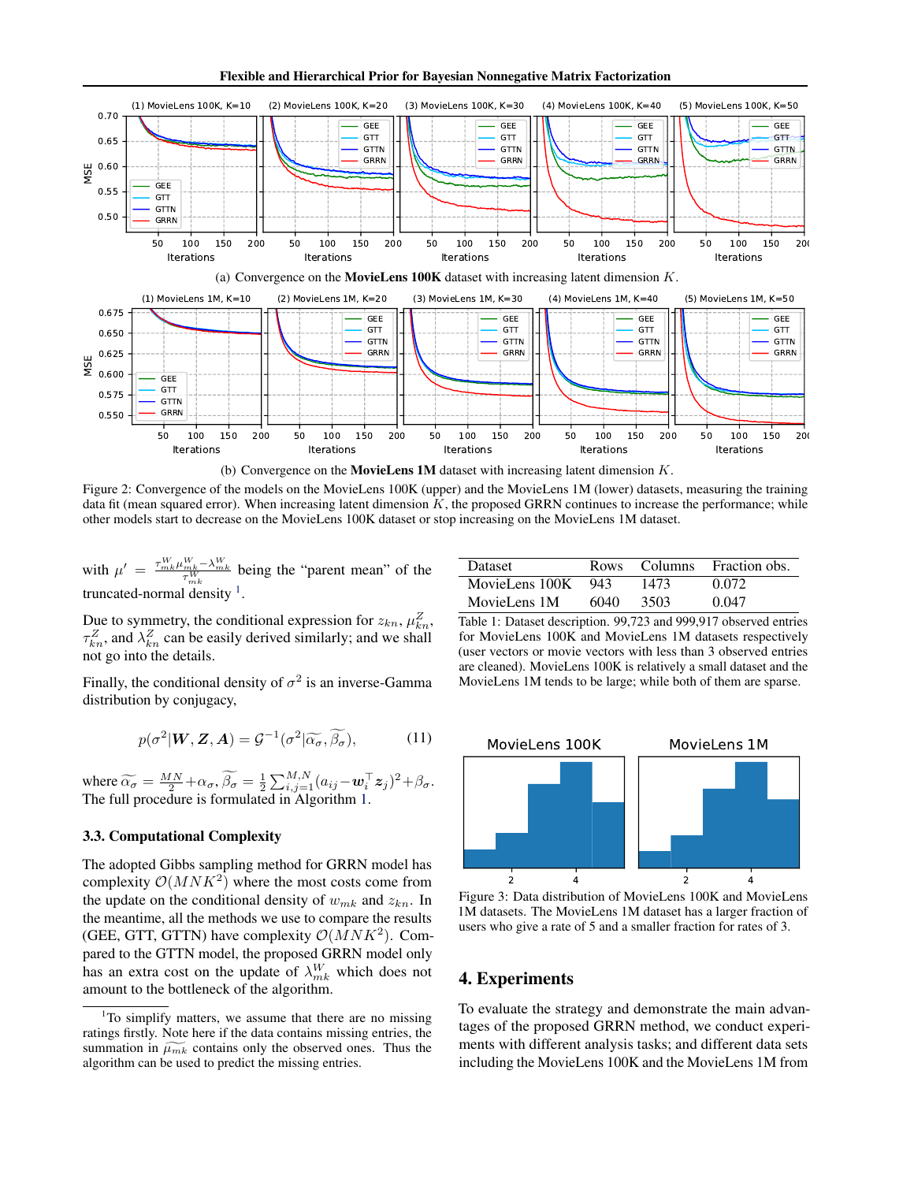(a) Convergence on the **MovieLens 100K** dataset with increasing latent dimension $K$.

(b) Convergence on the **MovieLens 1M** dataset with increasing latent dimension $K$.

Figure 2: Convergence of the models on the MovieLens 100K (upper) and the MovieLens 1M (lower) datasets, measuring the training data fit (mean squared error). When increasing latent dimension $K$, the proposed GRRN continues to increase the performance; while other models start to decrease on the MovieLens 100K dataset or stop increasing on the MovieLens 1M dataset.

with $\mu' = \frac{\tau^W_{mk}\mu^W_{mk} - \lambda^W_{mk}}{\tau^W_{mk}}$ being the "parent mean" of the truncated-normal density [1].

Due to symmetry, the conditional expression for $z_{kn}$, $\mu^Z_{kn}$, $\tau^Z_{kn}$, and $\lambda^Z_{kn}$ can be easily derived similarly; and we shall not go into the details.

Finally, the conditional density of $\sigma^2$ is an inverse-Gamma distribution by conjugacy,

$$p(\sigma^2|\boldsymbol{W}, \boldsymbol{Z}, \boldsymbol{A}) = \mathcal{G}^{-1}(\sigma^2|\widetilde{\alpha_\sigma}, \widetilde{\beta_\sigma}), \tag{11}$$

where $\widetilde{\alpha_\sigma} = \frac{MN}{2} + \alpha_\sigma$, $\widetilde{\beta_\sigma} = \frac{1}{2}\sum_{i,j=1}^{M,N}(a_{ij} - \boldsymbol{w}_i^\top \boldsymbol{z}_j)^2 + \beta_\sigma$. The full procedure is formulated in Algorithm 1.

### 3.3. Computational Complexity

The adopted Gibbs sampling method for GRRN model has complexity $\mathcal{O}(MNK^2)$ where the most costs come from the update on the conditional density of $w_{mk}$ and $z_{kn}$. In the meantime, all the methods we use to compare the results (GEE, GTT, GTTN) have complexity $\mathcal{O}(MNK^2)$. Compared to the GTTN model, the proposed GRRN model only has an extra cost on the update of $\lambda^W_{mk}$ which does not amount to the bottleneck of the algorithm.

[1] To simplify matters, we assume that there are no missing ratings firstly. Note here if the data contains missing entries, the summation in $\widetilde{\mu_{mk}}$ contains only the observed ones. Thus the algorithm can be used to predict the missing entries.

| Dataset | Rows | Columns | Fraction obs. |
|---|---|---|---|
| MovieLens 100K | 943 | 1473 | 0.072 |
| MovieLens 1M | 6040 | 3503 | 0.047 |

Table 1: Dataset description. 99,723 and 999,917 observed entries for MovieLens 100K and MovieLens 1M datasets respectively (user vectors or movie vectors with less than 3 observed entries are cleaned). MovieLens 100K is relatively a small dataset and the MovieLens 1M tends to be large; while both of them are sparse.

Figure 3: Data distribution of MovieLens 100K and MovieLens 1M datasets. The MovieLens 1M dataset has a larger fraction of users who give a rate of 5 and a smaller fraction for rates of 3.

## 4. Experiments

To evaluate the strategy and demonstrate the main advantages of the proposed GRRN method, we conduct experiments with different analysis tasks; and different data sets including the MovieLens 100K and the MovieLens 1M from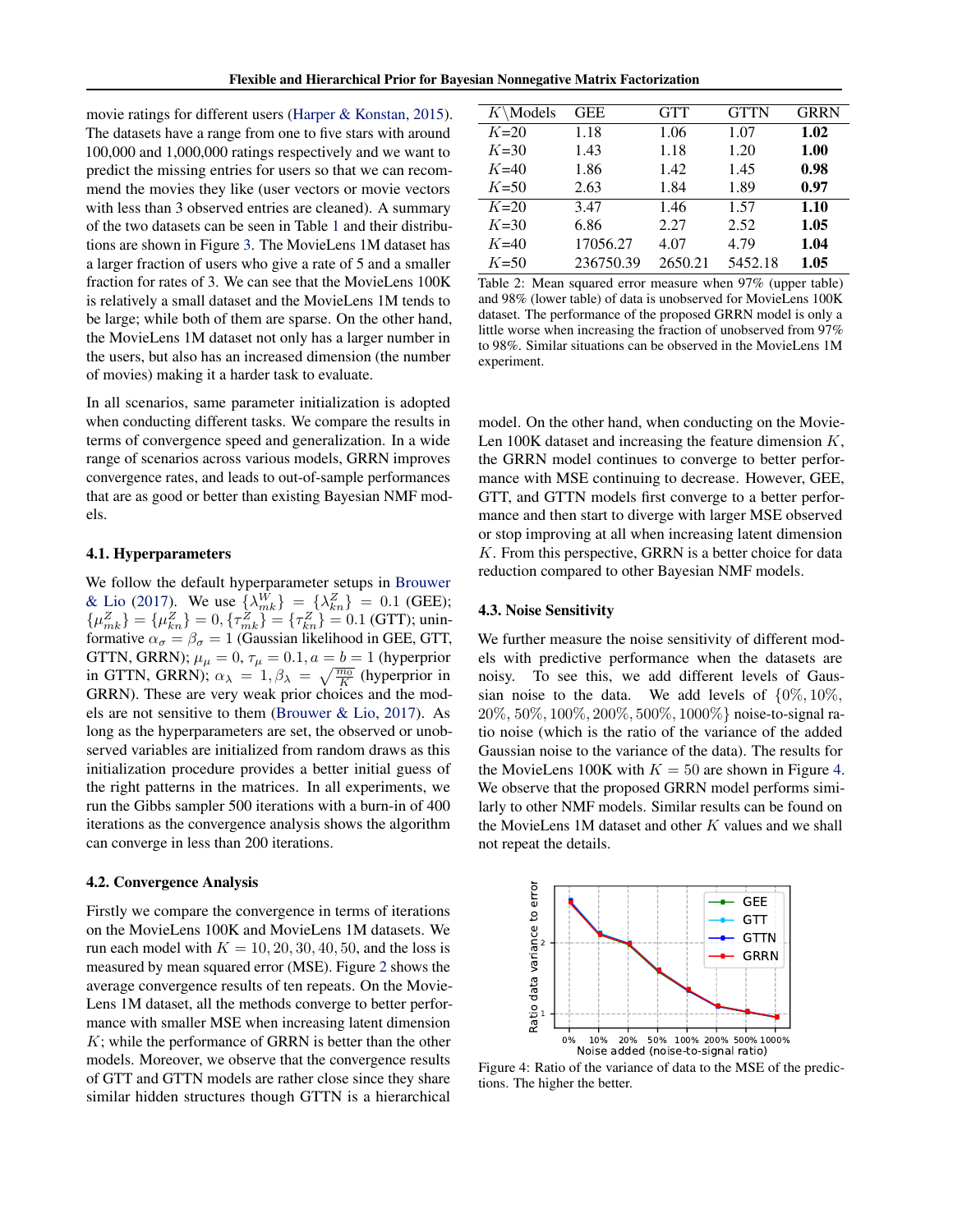movie ratings for different users (Harper & Konstan, 2015). The datasets have a range from one to five stars with around 100,000 and 1,000,000 ratings respectively and we want to predict the missing entries for users so that we can recommend the movies they like (user vectors or movie vectors with less than 3 observed entries are cleaned). A summary of the two datasets can be seen in Table 1 and their distributions are shown in Figure 3. The MovieLens 1M dataset has a larger fraction of users who give a rate of 5 and a smaller fraction for rates of 3. We can see that the MovieLens 100K is relatively a small dataset and the MovieLens 1M tends to be large; while both of them are sparse. On the other hand, the MovieLens 1M dataset not only has a larger number in the users, but also has an increased dimension (the number of movies) making it a harder task to evaluate.

In all scenarios, same parameter initialization is adopted when conducting different tasks. We compare the results in terms of convergence speed and generalization. In a wide range of scenarios across various models, GRRN improves convergence rates, and leads to out-of-sample performances that are as good or better than existing Bayesian NMF models.

### 4.1. Hyperparameters

We follow the default hyperparameter setups in Brouwer & Lio (2017). We use $\{\lambda_{mk}^W\} = \{\lambda_{kn}^Z\} = 0.1$ (GEE); $\{\mu_{mk}^Z\} = \{\mu_{kn}^Z\} = 0, \{\tau_{mk}^Z\} = \{\tau_{kn}^Z\} = 0.1$ (GTT); uninformative $\alpha_\sigma = \beta_\sigma = 1$ (Gaussian likelihood in GEE, GTT, GTTN, GRRN); $\mu_\mu = 0, \tau_\mu = 0.1, a = b = 1$ (hyperprior in GTTN, GRRN); $\alpha_\lambda = 1, \beta_\lambda = \sqrt{\frac{m_0}{K}}$ (hyperprior in GRRN). These are very weak prior choices and the models are not sensitive to them (Brouwer & Lio, 2017). As long as the hyperparameters are set, the observed or unobserved variables are initialized from random draws as this initialization procedure provides a better initial guess of the right patterns in the matrices. In all experiments, we run the Gibbs sampler 500 iterations with a burn-in of 400 iterations as the convergence analysis shows the algorithm can converge in less than 200 iterations.

### 4.2. Convergence Analysis

Firstly we compare the convergence in terms of iterations on the MovieLens 100K and MovieLens 1M datasets. We run each model with $K = 10, 20, 30, 40, 50$, and the loss is measured by mean squared error (MSE). Figure 2 shows the average convergence results of ten repeats. On the MovieLens 1M dataset, all the methods converge to better performance with smaller MSE when increasing latent dimension $K$; while the performance of GRRN is better than the other models. Moreover, we observe that the convergence results of GTT and GTTN models are rather close since they share similar hidden structures though GTTN is a hierarchical model. On the other hand, when conducting on the MovieLen 100K dataset and increasing the feature dimension $K$, the GRRN model continues to converge to better performance with MSE continuing to decrease. However, GEE, GTT, and GTTN models first converge to a better performance and then start to diverge with larger MSE observed or stop improving at all when increasing latent dimension $K$. From this perspective, GRRN is a better choice for data reduction compared to other Bayesian NMF models.

| $K$\Models | GEE | GTT | GTTN | GRRN |
|---|---|---|---|---|
| $K$=20 | 1.18 | 1.06 | 1.07 | **1.02** |
| $K$=30 | 1.43 | 1.18 | 1.20 | **1.00** |
| $K$=40 | 1.86 | 1.42 | 1.45 | **0.98** |
| $K$=50 | 2.63 | 1.84 | 1.89 | **0.97** |
| $K$=20 | 3.47 | 1.46 | 1.57 | **1.10** |
| $K$=30 | 6.86 | 2.27 | 2.52 | **1.05** |
| $K$=40 | 17056.27 | 4.07 | 4.79 | **1.04** |
| $K$=50 | 236750.39 | 2650.21 | 5452.18 | **1.05** |

Table 2: Mean squared error measure when 97% (upper table) and 98% (lower table) of data is unobserved for MovieLens 100K dataset. The performance of the proposed GRRN model is only a little worse when increasing the fraction of unobserved from 97% to 98%. Similar situations can be observed in the MovieLens 1M experiment.

### 4.3. Noise Sensitivity

We further measure the noise sensitivity of different models with predictive performance when the datasets are noisy. To see this, we add different levels of Gaussian noise to the data. We add levels of $\{0\%, 10\%, 20\%, 50\%, 100\%, 200\%, 500\%, 1000\%\}$ noise-to-signal ratio noise (which is the ratio of the variance of the added Gaussian noise to the variance of the data). The results for the MovieLens 100K with $K = 50$ are shown in Figure 4. We observe that the proposed GRRN model performs similarly to other NMF models. Similar results can be found on the MovieLens 1M dataset and other $K$ values and we shall not repeat the details.

Figure 4: Ratio of the variance of data to the MSE of the predictions. The higher the better.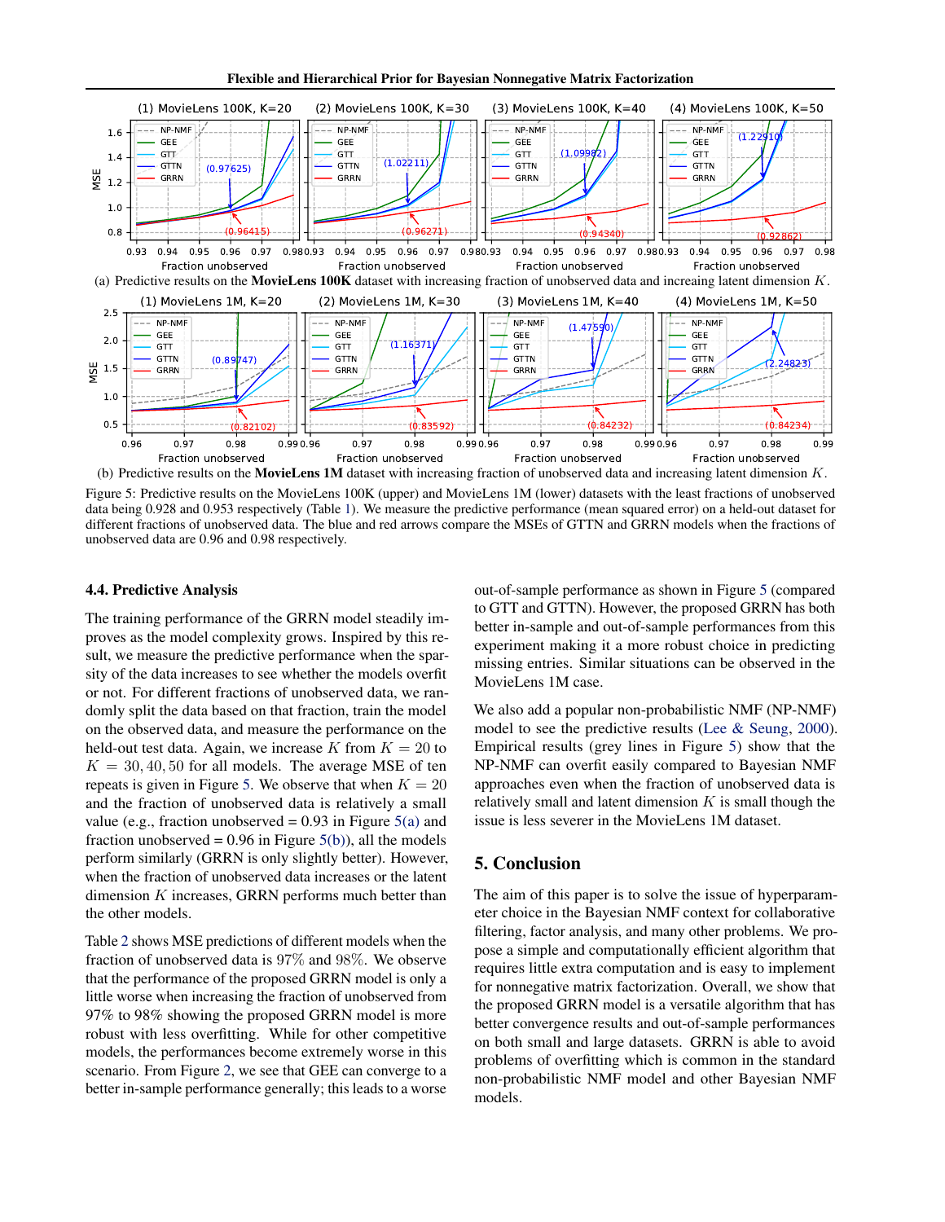(a) Predictive results on the **MovieLens 100K** dataset with increasing fraction of unobserved data and increaing latent dimension $K$.

(b) Predictive results on the **MovieLens 1M** dataset with increasing fraction of unobserved data and increasing latent dimension $K$.

Figure 5: Predictive results on the MovieLens 100K (upper) and MovieLens 1M (lower) datasets with the least fractions of unobserved data being 0.928 and 0.953 respectively (Table 1). We measure the predictive performance (mean squared error) on a held-out dataset for different fractions of unobserved data. The blue and red arrows compare the MSEs of GTTN and GRRN models when the fractions of unobserved data are 0.96 and 0.98 respectively.

### 4.4. Predictive Analysis

The training performance of the GRRN model steadily improves as the model complexity grows. Inspired by this result, we measure the predictive performance when the sparsity of the data increases to see whether the models overfit or not. For different fractions of unobserved data, we randomly split the data based on that fraction, train the model on the observed data, and measure the performance on the held-out test data. Again, we increase $K$ from $K = 20$ to $K = 30, 40, 50$ for all models. The average MSE of ten repeats is given in Figure 5. We observe that when $K = 20$ and the fraction of unobserved data is relatively a small value (e.g., fraction unobserved = 0.93 in Figure 5(a) and fraction unobserved = 0.96 in Figure 5(b)), all the models perform similarly (GRRN is only slightly better). However, when the fraction of unobserved data increases or the latent dimension $K$ increases, GRRN performs much better than the other models.

Table 2 shows MSE predictions of different models when the fraction of unobserved data is 97% and 98%. We observe that the performance of the proposed GRRN model is only a little worse when increasing the fraction of unobserved from 97% to 98% showing the proposed GRRN model is more robust with less overfitting. While for other competitive models, the performances become extremely worse in this scenario. From Figure 2, we see that GEE can converge to a better in-sample performance generally; this leads to a worse out-of-sample performance as shown in Figure 5 (compared to GTT and GTTN). However, the proposed GRRN has both better in-sample and out-of-sample performances from this experiment making it a more robust choice in predicting missing entries. Similar situations can be observed in the MovieLens 1M case.

We also add a popular non-probabilistic NMF (NP-NMF) model to see the predictive results (Lee & Seung, 2000). Empirical results (grey lines in Figure 5) show that the NP-NMF can overfit easily compared to Bayesian NMF approaches even when the fraction of unobserved data is relatively small and latent dimension $K$ is small though the issue is less severer in the MovieLens 1M dataset.

## 5. Conclusion

The aim of this paper is to solve the issue of hyperparameter choice in the Bayesian NMF context for collaborative filtering, factor analysis, and many other problems. We propose a simple and computationally efficient algorithm that requires little extra computation and is easy to implement for nonnegative matrix factorization. Overall, we show that the proposed GRRN model is a versatile algorithm that has better convergence results and out-of-sample performances on both small and large datasets. GRRN is able to avoid problems of overfitting which is common in the standard non-probabilistic NMF model and other Bayesian NMF models.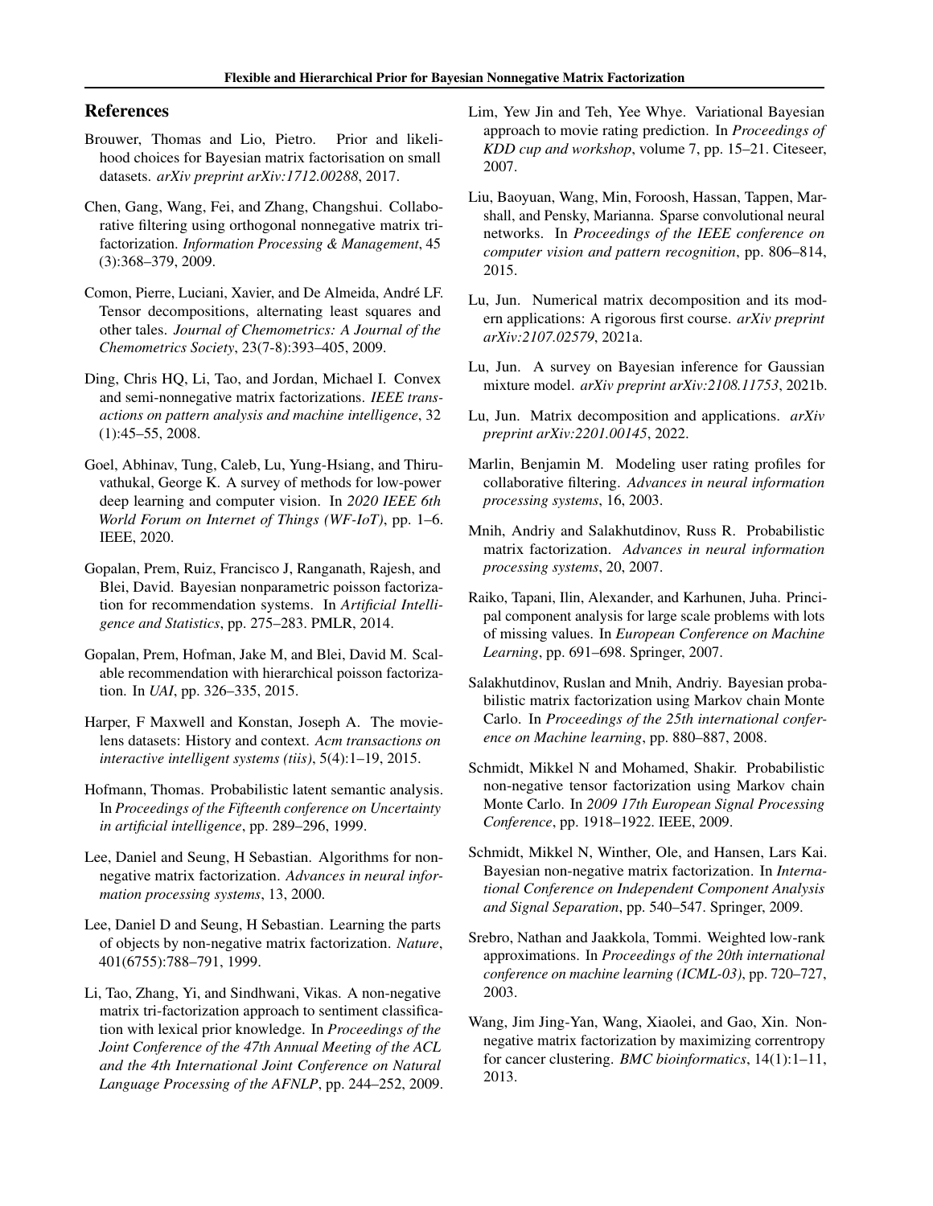## References

Brouwer, Thomas and Lio, Pietro. Prior and likelihood choices for Bayesian matrix factorisation on small datasets. *arXiv preprint arXiv:1712.00288*, 2017.

Chen, Gang, Wang, Fei, and Zhang, Changshui. Collaborative filtering using orthogonal nonnegative matrix tri-factorization. *Information Processing & Management*, 45 (3):368–379, 2009.

Comon, Pierre, Luciani, Xavier, and De Almeida, André LF. Tensor decompositions, alternating least squares and other tales. *Journal of Chemometrics: A Journal of the Chemometrics Society*, 23(7-8):393–405, 2009.

Ding, Chris HQ, Li, Tao, and Jordan, Michael I. Convex and semi-nonnegative matrix factorizations. *IEEE transactions on pattern analysis and machine intelligence*, 32 (1):45–55, 2008.

Goel, Abhinav, Tung, Caleb, Lu, Yung-Hsiang, and Thiruvathukal, George K. A survey of methods for low-power deep learning and computer vision. In *2020 IEEE 6th World Forum on Internet of Things (WF-IoT)*, pp. 1–6. IEEE, 2020.

Gopalan, Prem, Ruiz, Francisco J, Ranganath, Rajesh, and Blei, David. Bayesian nonparametric poisson factorization for recommendation systems. In *Artificial Intelligence and Statistics*, pp. 275–283. PMLR, 2014.

Gopalan, Prem, Hofman, Jake M, and Blei, David M. Scalable recommendation with hierarchical poisson factorization. In *UAI*, pp. 326–335, 2015.

Harper, F Maxwell and Konstan, Joseph A. The movielens datasets: History and context. *Acm transactions on interactive intelligent systems (tiis)*, 5(4):1–19, 2015.

Hofmann, Thomas. Probabilistic latent semantic analysis. In *Proceedings of the Fifteenth conference on Uncertainty in artificial intelligence*, pp. 289–296, 1999.

Lee, Daniel and Seung, H Sebastian. Algorithms for non-negative matrix factorization. *Advances in neural information processing systems*, 13, 2000.

Lee, Daniel D and Seung, H Sebastian. Learning the parts of objects by non-negative matrix factorization. *Nature*, 401(6755):788–791, 1999.

Li, Tao, Zhang, Yi, and Sindhwani, Vikas. A non-negative matrix tri-factorization approach to sentiment classification with lexical prior knowledge. In *Proceedings of the Joint Conference of the 47th Annual Meeting of the ACL and the 4th International Joint Conference on Natural Language Processing of the AFNLP*, pp. 244–252, 2009.

Lim, Yew Jin and Teh, Yee Whye. Variational Bayesian approach to movie rating prediction. In *Proceedings of KDD cup and workshop*, volume 7, pp. 15–21. Citeseer, 2007.

Liu, Baoyuan, Wang, Min, Foroosh, Hassan, Tappen, Marshall, and Pensky, Marianna. Sparse convolutional neural networks. In *Proceedings of the IEEE conference on computer vision and pattern recognition*, pp. 806–814, 2015.

Lu, Jun. Numerical matrix decomposition and its modern applications: A rigorous first course. *arXiv preprint arXiv:2107.02579*, 2021a.

Lu, Jun. A survey on Bayesian inference for Gaussian mixture model. *arXiv preprint arXiv:2108.11753*, 2021b.

Lu, Jun. Matrix decomposition and applications. *arXiv preprint arXiv:2201.00145*, 2022.

Marlin, Benjamin M. Modeling user rating profiles for collaborative filtering. *Advances in neural information processing systems*, 16, 2003.

Mnih, Andriy and Salakhutdinov, Russ R. Probabilistic matrix factorization. *Advances in neural information processing systems*, 20, 2007.

Raiko, Tapani, Ilin, Alexander, and Karhunen, Juha. Principal component analysis for large scale problems with lots of missing values. In *European Conference on Machine Learning*, pp. 691–698. Springer, 2007.

Salakhutdinov, Ruslan and Mnih, Andriy. Bayesian probabilistic matrix factorization using Markov chain Monte Carlo. In *Proceedings of the 25th international conference on Machine learning*, pp. 880–887, 2008.

Schmidt, Mikkel N and Mohamed, Shakir. Probabilistic non-negative tensor factorization using Markov chain Monte Carlo. In *2009 17th European Signal Processing Conference*, pp. 1918–1922. IEEE, 2009.

Schmidt, Mikkel N, Winther, Ole, and Hansen, Lars Kai. Bayesian non-negative matrix factorization. In *International Conference on Independent Component Analysis and Signal Separation*, pp. 540–547. Springer, 2009.

Srebro, Nathan and Jaakkola, Tommi. Weighted low-rank approximations. In *Proceedings of the 20th international conference on machine learning (ICML-03)*, pp. 720–727, 2003.

Wang, Jim Jing-Yan, Wang, Xiaolei, and Gao, Xin. Non-negative matrix factorization by maximizing correntropy for cancer clustering. *BMC bioinformatics*, 14(1):1–11, 2013.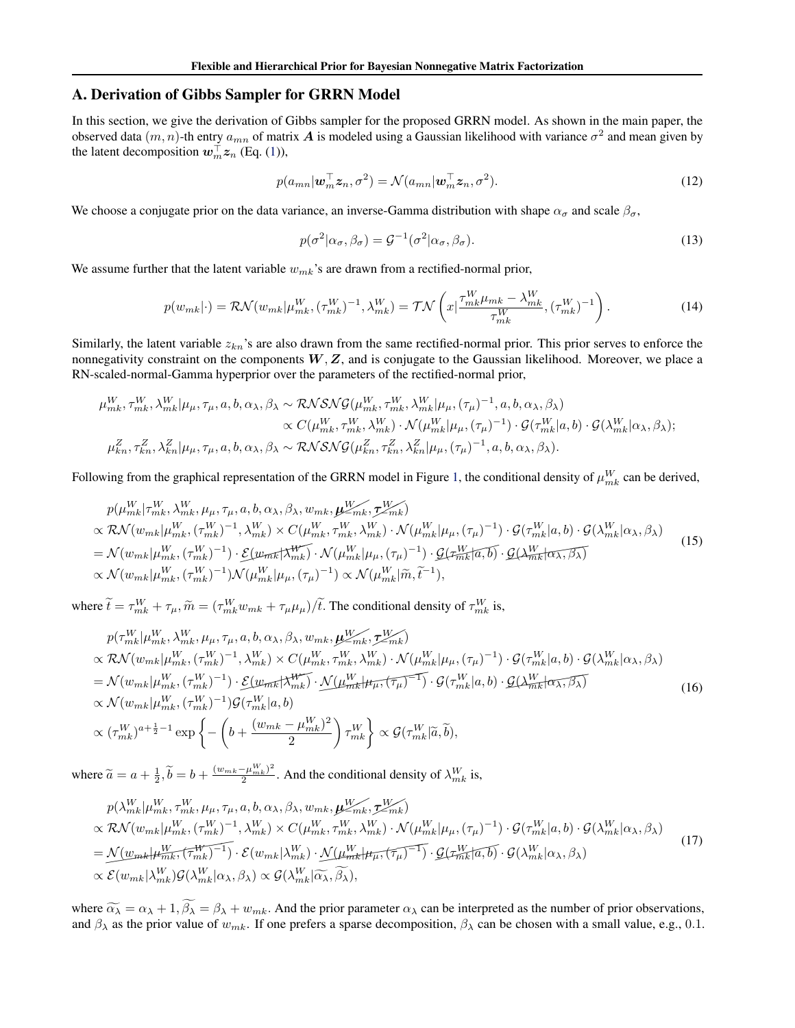## A. Derivation of Gibbs Sampler for GRRN Model

In this section, we give the derivation of Gibbs sampler for the proposed GRRN model. As shown in the main paper, the observed data $(m, n)$-th entry $a_{mn}$ of matrix $\boldsymbol{A}$ is modeled using a Gaussian likelihood with variance $\sigma^2$ and mean given by the latent decomposition $\boldsymbol{w}_m^\top \boldsymbol{z}_n$ (Eq. (1)),

$$
p(a_{mn}|\boldsymbol{w}_m^\top \boldsymbol{z}_n, \sigma^2) = \mathcal{N}(a_{mn}|\boldsymbol{w}_m^\top \boldsymbol{z}_n, \sigma^2). \tag{12}
$$

We choose a conjugate prior on the data variance, an inverse-Gamma distribution with shape $\alpha_\sigma$ and scale $\beta_\sigma$,

$$
p(\sigma^2|\alpha_\sigma, \beta_\sigma) = \mathcal{G}^{-1}(\sigma^2|\alpha_\sigma, \beta_\sigma). \tag{13}
$$

We assume further that the latent variable $w_{mk}$'s are drawn from a rectified-normal prior,

$$
p(w_{mk}|\cdot) = \mathcal{RN}(w_{mk}|\mu_{mk}^W, (\tau_{mk}^W)^{-1}, \lambda_{mk}^W) = \mathcal{TN}\left(x|\frac{\tau_{mk}^W \mu_{mk} - \lambda_{mk}^W}{\tau_{mk}^W}, (\tau_{mk}^W)^{-1}\right). \tag{14}
$$

Similarly, the latent variable $z_{kn}$'s are also drawn from the same rectified-normal prior. This prior serves to enforce the nonnegativity constraint on the components $\boldsymbol{W}, \boldsymbol{Z}$, and is conjugate to the Gaussian likelihood. Moreover, we place a RN-scaled-normal-Gamma hyperprior over the parameters of the rectified-normal prior,

$$
\begin{aligned}
\mu_{mk}^W, \tau_{mk}^W, \lambda_{mk}^W|\mu_\mu, \tau_\mu, a, b, \alpha_\lambda, \beta_\lambda &\sim \mathcal{RNSNG}(\mu_{mk}^W, \tau_{mk}^W, \lambda_{mk}^W|\mu_\mu, (\tau_\mu)^{-1}, a, b, \alpha_\lambda, \beta_\lambda) \\
&\propto C(\mu_{mk}^W, \tau_{mk}^W, \lambda_{mk}^W) \cdot \mathcal{N}(\mu_{mk}^W|\mu_\mu, (\tau_\mu)^{-1}) \cdot \mathcal{G}(\tau_{mk}^W|a, b) \cdot \mathcal{G}(\lambda_{mk}^W|\alpha_\lambda, \beta_\lambda); \\
\mu_{kn}^Z, \tau_{kn}^Z, \lambda_{kn}^Z|\mu_\mu, \tau_\mu, a, b, \alpha_\lambda, \beta_\lambda &\sim \mathcal{RNSNG}(\mu_{kn}^Z, \tau_{kn}^Z, \lambda_{kn}^Z|\mu_\mu, (\tau_\mu)^{-1}, a, b, \alpha_\lambda, \beta_\lambda).
\end{aligned}
$$

Following from the graphical representation of the GRRN model in Figure 1, the conditional density of $\mu_{mk}^W$ can be derived,

$$
\begin{aligned}
&p(\mu_{mk}^W|\tau_{mk}^W, \lambda_{mk}^W, \mu_\mu, \tau_\mu, a, b, \alpha_\lambda, \beta_\lambda, w_{mk}, \cancel{\boldsymbol{\mu}_{-mk}^W}, \cancel{\boldsymbol{\tau}_{-mk}^W}) \\
&\propto \mathcal{RN}(w_{mk}|\mu_{mk}^W, (\tau_{mk}^W)^{-1}, \lambda_{mk}^W) \times C(\mu_{mk}^W, \tau_{mk}^W, \lambda_{mk}^W) \cdot \mathcal{N}(\mu_{mk}^W|\mu_\mu, (\tau_\mu)^{-1}) \cdot \mathcal{G}(\tau_{mk}^W|a, b) \cdot \mathcal{G}(\lambda_{mk}^W|\alpha_\lambda, \beta_\lambda) \\
&= \mathcal{N}(w_{mk}|\mu_{mk}^W, (\tau_{mk}^W)^{-1}) \cdot \cancel{\mathcal{E}(w_{mk}|\lambda_{mk}^W)} \cdot \mathcal{N}(\mu_{mk}^W|\mu_\mu, (\tau_\mu)^{-1}) \cdot \cancel{\mathcal{G}(\tau_{mk}^W|a, b)} \cdot \cancel{\mathcal{G}(\lambda_{mk}^W|\alpha_\lambda, \beta_\lambda)} \\
&\propto \mathcal{N}(w_{mk}|\mu_{mk}^W, (\tau_{mk}^W)^{-1}) \mathcal{N}(\mu_{mk}^W|\mu_\mu, (\tau_\mu)^{-1}) \propto \mathcal{N}(\mu_{mk}^W|\widetilde{m}, \widetilde{t}^{-1}),
\end{aligned} \tag{15}
$$

where $\widetilde{t} = \tau_{mk}^W + \tau_\mu$, $\widetilde{m} = (\tau_{mk}^W w_{mk} + \tau_\mu \mu_\mu)/\widetilde{t}$. The conditional density of $\tau_{mk}^W$ is,

$$
\begin{aligned}
&p(\tau_{mk}^W|\mu_{mk}^W, \lambda_{mk}^W, \mu_\mu, \tau_\mu, a, b, \alpha_\lambda, \beta_\lambda, w_{mk}, \cancel{\boldsymbol{\mu}_{-mk}^W}, \cancel{\boldsymbol{\tau}_{-mk}^W}) \\
&\propto \mathcal{RN}(w_{mk}|\mu_{mk}^W, (\tau_{mk}^W)^{-1}, \lambda_{mk}^W) \times C(\mu_{mk}^W, \tau_{mk}^W, \lambda_{mk}^W) \cdot \mathcal{N}(\mu_{mk}^W|\mu_\mu, (\tau_\mu)^{-1}) \cdot \mathcal{G}(\tau_{mk}^W|a, b) \cdot \mathcal{G}(\lambda_{mk}^W|\alpha_\lambda, \beta_\lambda) \\
&= \mathcal{N}(w_{mk}|\mu_{mk}^W, (\tau_{mk}^W)^{-1}) \cdot \cancel{\mathcal{E}(w_{mk}|\lambda_{mk}^W)} \cdot \cancel{\mathcal{N}(\mu_{mk}^W|\mu_\mu, (\tau_\mu)^{-1})} \cdot \mathcal{G}(\tau_{mk}^W|a, b) \cdot \cancel{\mathcal{G}(\lambda_{mk}^W|\alpha_\lambda, \beta_\lambda)} \\
&\propto \mathcal{N}(w_{mk}|\mu_{mk}^W, (\tau_{mk}^W)^{-1}) \mathcal{G}(\tau_{mk}^W|a, b) \\
&\propto (\tau_{mk}^W)^{a + \frac{1}{2} - 1} \exp\left\{-\left(b + \frac{(w_{mk} - \mu_{mk}^W)^2}{2}\right)\tau_{mk}^W\right\} \propto \mathcal{G}(\tau_{mk}^W|\widetilde{a}, \widetilde{b}),
\end{aligned} \tag{16}
$$

where $\widetilde{a} = a + \frac{1}{2}$, $\widetilde{b} = b + \frac{(w_{mk} - \mu_{mk}^W)^2}{2}$. And the conditional density of $\lambda_{mk}^W$ is,

$$
\begin{aligned}
&p(\lambda_{mk}^W|\mu_{mk}^W, \tau_{mk}^W, \mu_\mu, \tau_\mu, a, b, \alpha_\lambda, \beta_\lambda, w_{mk}, \cancel{\boldsymbol{\mu}_{-mk}^W}, \cancel{\boldsymbol{\tau}_{-mk}^W}) \\
&\propto \mathcal{RN}(w_{mk}|\mu_{mk}^W, (\tau_{mk}^W)^{-1}, \lambda_{mk}^W) \times C(\mu_{mk}^W, \tau_{mk}^W, \lambda_{mk}^W) \cdot \mathcal{N}(\mu_{mk}^W|\mu_\mu, (\tau_\mu)^{-1}) \cdot \mathcal{G}(\tau_{mk}^W|a, b) \cdot \mathcal{G}(\lambda_{mk}^W|\alpha_\lambda, \beta_\lambda) \\
&= \cancel{\mathcal{N}(w_{mk}|\mu_{mk}^W, (\tau_{mk}^W)^{-1})} \cdot \mathcal{E}(w_{mk}|\lambda_{mk}^W) \cdot \cancel{\mathcal{N}(\mu_{mk}^W|\mu_\mu, (\tau_\mu)^{-1})} \cdot \cancel{\mathcal{G}(\tau_{mk}^W|a, b)} \cdot \mathcal{G}(\lambda_{mk}^W|\alpha_\lambda, \beta_\lambda) \\
&\propto \mathcal{E}(w_{mk}|\lambda_{mk}^W) \mathcal{G}(\lambda_{mk}^W|\alpha_\lambda, \beta_\lambda) \propto \mathcal{G}(\lambda_{mk}^W|\widetilde{\alpha_\lambda}, \widetilde{\beta_\lambda}),
\end{aligned} \tag{17}
$$

where $\widetilde{\alpha_\lambda} = \alpha_\lambda + 1$, $\widetilde{\beta_\lambda} = \beta_\lambda + w_{mk}$. And the prior parameter $\alpha_\lambda$ can be interpreted as the number of prior observations, and $\beta_\lambda$ as the prior value of $w_{mk}$. If one prefers a sparse decomposition, $\beta_\lambda$ can be chosen with a small value, e.g., 0.1.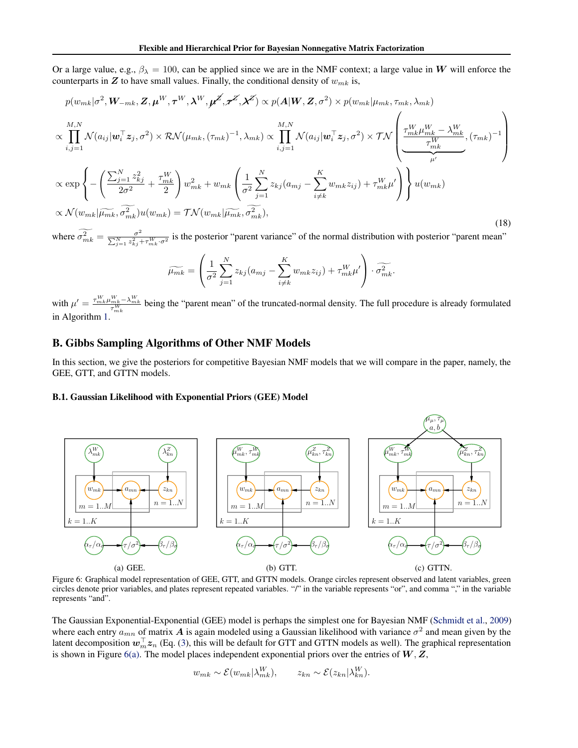Or a large value, e.g., $\beta_\lambda = 100$, can be applied since we are in the NMF context; a large value in $\boldsymbol{W}$ will enforce the counterparts in $\boldsymbol{Z}$ to have small values. Finally, the conditional density of $w_{mk}$ is,

$$
\begin{aligned}
&p(w_{mk}|\sigma^2, \boldsymbol{W}_{-mk}, \boldsymbol{Z}, \boldsymbol{\mu}^W, \boldsymbol{\tau}^W, \boldsymbol{\lambda}^W, \cancel{\boldsymbol{\mu}^Z}, \cancel{\boldsymbol{\tau}^Z}, \cancel{\boldsymbol{\lambda}^Z}) \propto p(\boldsymbol{A}|\boldsymbol{W}, \boldsymbol{Z}, \sigma^2) \times p(w_{mk}|\mu_{mk}, \tau_{mk}, \lambda_{mk}) \\
&\propto \prod_{i,j=1}^{M,N} \mathcal{N}(a_{ij}|\boldsymbol{w}_i^\top \boldsymbol{z}_j, \sigma^2) \times \mathcal{RN}(\mu_{mk}, (\tau_{mk})^{-1}, \lambda_{mk}) \propto \prod_{i,j=1}^{M,N} \mathcal{N}(a_{ij}|\boldsymbol{w}_i^\top \boldsymbol{z}_j, \sigma^2) \times \mathcal{TN}\left( \underbrace{\frac{\tau_{mk}^W \mu_{mk}^W - \lambda_{mk}^W}{\tau_{mk}^W}}_{\mu'}, (\tau_{mk})^{-1} \right) \\
&\propto \exp\left\{ -\left( \frac{\sum_{j=1}^N z_{kj}^2}{2\sigma^2} + \frac{\tau_{mk}^W}{2} \right) w_{mk}^2 + w_{mk}\left( \frac{1}{\sigma^2} \sum_{j=1}^N z_{kj}(a_{mj} - \sum_{i \neq k}^K w_{mk} z_{ij}) + \tau_{mk}^W \mu' \right) \right\} u(w_{mk}) \\
&\propto \mathcal{N}(w_{mk}|\widetilde{\mu_{mk}}, \widetilde{\sigma_{mk}^2}) u(w_{mk}) = \mathcal{TN}(w_{mk}|\widetilde{\mu_{mk}}, \widetilde{\sigma_{mk}^2}),
\end{aligned}
\tag{18}
$$

where $\widetilde{\sigma_{mk}^2} = \frac{\sigma^2}{\sum_{j=1}^N z_{kj}^2 + \tau_{mk}^W \cdot \sigma^2}$ is the posterior "parent variance" of the normal distribution with posterior "parent mean"

$$
\widetilde{\mu_{mk}} = \left( \frac{1}{\sigma^2} \sum_{j=1}^N z_{kj}(a_{mj} - \sum_{i \neq k}^K w_{mk} z_{ij}) + \tau_{mk}^W \mu' \right) \cdot \widetilde{\sigma_{mk}^2}.
$$

with $\mu' = \frac{\tau_{mk}^W \mu_{mk}^W - \lambda_{mk}^W}{\tau_{mk}^W}$ being the "parent mean" of the truncated-normal density. The full procedure is already formulated in Algorithm 1.

## B. Gibbs Sampling Algorithms of Other NMF Models

In this section, we give the posteriors for competitive Bayesian NMF models that we will compare in the paper, namely, the GEE, GTT, and GTTN models.

### B.1. Gaussian Likelihood with Exponential Priors (GEE) Model

(a) GEE. (b) GTT. (c) GTTN.

Figure 6: Graphical model representation of GEE, GTT, and GTTN models. Orange circles represent observed and latent variables, green circles denote prior variables, and plates represent repeated variables. "/" in the variable represents "or", and comma "," in the variable represents "and".

The Gaussian Exponential-Exponential (GEE) model is perhaps the simplest one for Bayesian NMF (Schmidt et al., 2009) where each entry $a_{mn}$ of matrix $\boldsymbol{A}$ is again modeled using a Gaussian likelihood with variance $\sigma^2$ and mean given by the latent decomposition $\boldsymbol{w}_m^\top \boldsymbol{z}_n$ (Eq. (3), this will be default for GTT and GTTN models as well). The graphical representation is shown in Figure 6(a). The model places independent exponential priors over the entries of $\boldsymbol{W}, \boldsymbol{Z}$,

$$
w_{mk} \sim \mathcal{E}(w_{mk}|\lambda_{mk}^W), \qquad z_{kn} \sim \mathcal{E}(z_{kn}|\lambda_{kn}^W).
$$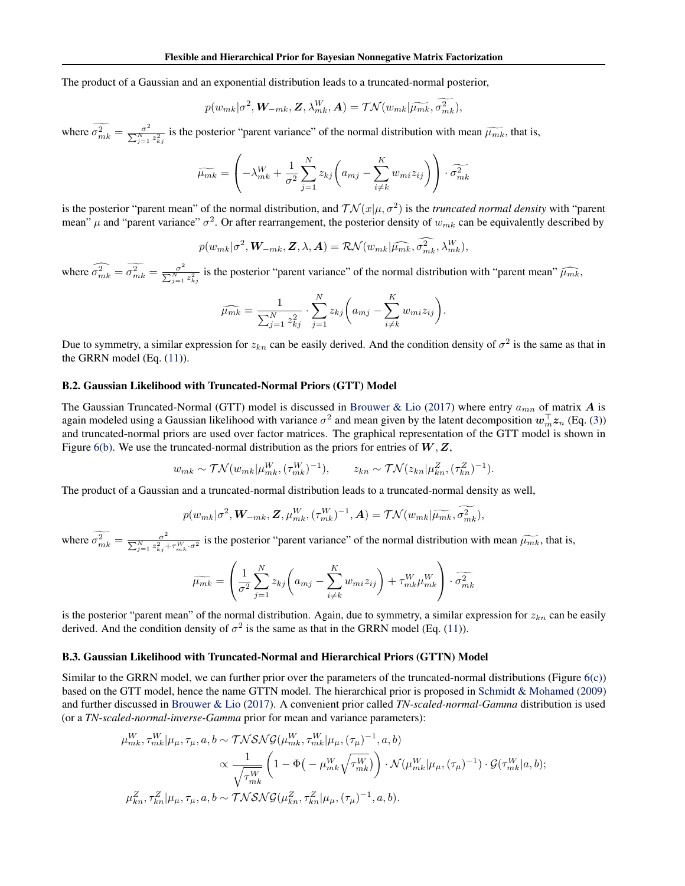The product of a Gaussian and an exponential distribution leads to a truncated-normal posterior,

$$p(w_{mk}|\sigma^2, \boldsymbol{W}_{-mk}, \boldsymbol{Z}, \lambda_{mk}^W, \boldsymbol{A}) = \mathcal{TN}(w_{mk}|\widetilde{\mu_{mk}}, \widetilde{\sigma_{mk}^2}),$$

where $\widetilde{\sigma_{mk}^2} = \frac{\sigma^2}{\sum_{j=1}^N z_{kj}^2}$ is the posterior "parent variance" of the normal distribution with mean $\widetilde{\mu_{mk}}$, that is,

$$\widetilde{\mu_{mk}} = \left( -\lambda_{mk}^W + \frac{1}{\sigma^2} \sum_{j=1}^N z_{kj} \bigg( a_{mj} - \sum_{i \neq k}^K w_{mi} z_{ij} \bigg) \right) \cdot \widetilde{\sigma_{mk}^2}$$

is the posterior "parent mean" of the normal distribution, and $\mathcal{TN}(x|\mu, \sigma^2)$ is the *truncated normal density* with "parent mean" $\mu$ and "parent variance" $\sigma^2$. Or after rearrangement, the posterior density of $w_{mk}$ can be equivalently described by

$$p(w_{mk}|\sigma^2, \boldsymbol{W}_{-mk}, \boldsymbol{Z}, \lambda, \boldsymbol{A}) = \mathcal{RN}(w_{mk}|\widehat{\mu_{mk}}, \widehat{\sigma_{mk}^2}, \lambda_{mk}^W),$$

where $\widehat{\sigma_{mk}^2} = \widetilde{\sigma_{mk}^2} = \frac{\sigma^2}{\sum_{j=1}^N z_{kj}^2}$ is the posterior "parent variance" of the normal distribution with "parent mean" $\widehat{\mu_{mk}}$,

$$\widehat{\mu_{mk}} = \frac{1}{\sum_{j=1}^N z_{kj}^2} \cdot \sum_{j=1}^N z_{kj} \bigg( a_{mj} - \sum_{i \neq k}^K w_{mi} z_{ij} \bigg).$$

Due to symmetry, a similar expression for $z_{kn}$ can be easily derived. And the condition density of $\sigma^2$ is the same as that in the GRRN model (Eq. (11)).

### B.2. Gaussian Likelihood with Truncated-Normal Priors (GTT) Model

The Gaussian Truncated-Normal (GTT) model is discussed in Brouwer & Lio (2017) where entry $a_{mn}$ of matrix $\boldsymbol{A}$ is again modeled using a Gaussian likelihood with variance $\sigma^2$ and mean given by the latent decomposition $\boldsymbol{w}_m^\top \boldsymbol{z}_n$ (Eq. (3)) and truncated-normal priors are used over factor matrices. The graphical representation of the GTT model is shown in Figure 6(b). We use the truncated-normal distribution as the priors for entries of $\boldsymbol{W}, \boldsymbol{Z}$,

$$w_{mk} \sim \mathcal{TN}(w_{mk}|\mu_{mk}^W, (\tau_{mk}^W)^{-1}), \qquad z_{kn} \sim \mathcal{TN}(z_{kn}|\mu_{kn}^Z, (\tau_{kn}^Z)^{-1}).$$

The product of a Gaussian and a truncated-normal distribution leads to a truncated-normal density as well,

$$p(w_{mk}|\sigma^2, \boldsymbol{W}_{-mk}, \boldsymbol{Z}, \mu_{mk}^W, (\tau_{mk}^W)^{-1}, \boldsymbol{A}) = \mathcal{TN}(w_{mk}|\widetilde{\mu_{mk}}, \widetilde{\sigma_{mk}^2}),$$

where $\widetilde{\sigma_{mk}^2} = \frac{\sigma^2}{\sum_{j=1}^N z_{kj}^2 + \tau_{mk}^W \cdot \sigma^2}$ is the posterior "parent variance" of the normal distribution with mean $\widetilde{\mu_{mk}}$, that is,

$$\widetilde{\mu_{mk}} = \left( \frac{1}{\sigma^2} \sum_{j=1}^N z_{kj} \bigg( a_{mj} - \sum_{i \neq k}^K w_{mi} z_{ij} \bigg) + \tau_{mk}^W \mu_{mk}^W \right) \cdot \widetilde{\sigma_{mk}^2}$$

is the posterior "parent mean" of the normal distribution. Again, due to symmetry, a similar expression for $z_{kn}$ can be easily derived. And the condition density of $\sigma^2$ is the same as that in the GRRN model (Eq. (11)).

### B.3. Gaussian Likelihood with Truncated-Normal and Hierarchical Priors (GTTN) Model

Similar to the GRRN model, we can further prior over the parameters of the truncated-normal distributions (Figure 6(c)) based on the GTT model, hence the name GTTN model. The hierarchical prior is proposed in Schmidt & Mohamed (2009) and further discussed in Brouwer & Lio (2017). A convenient prior called *TN-scaled-normal-Gamma* distribution is used (or a *TN-scaled-normal-inverse-Gamma* prior for mean and variance parameters):

$$\begin{aligned}
\mu_{mk}^W, \tau_{mk}^W | \mu_\mu, \tau_\mu, a, b &\sim \mathcal{TNSNG}(\mu_{mk}^W, \tau_{mk}^W | \mu_\mu, (\tau_\mu)^{-1}, a, b) \\
&\propto \frac{1}{\sqrt{\tau_{mk}^W}} \left( 1 - \Phi\big( -\mu_{mk}^W \sqrt{\tau_{mk}^W} \big) \right) \cdot \mathcal{N}(\mu_{mk}^W | \mu_\mu, (\tau_\mu)^{-1}) \cdot \mathcal{G}(\tau_{mk}^W | a, b); \\
\mu_{kn}^Z, \tau_{kn}^Z | \mu_\mu, \tau_\mu, a, b &\sim \mathcal{TNSNG}(\mu_{kn}^Z, \tau_{kn}^Z | \mu_\mu, (\tau_\mu)^{-1}, a, b).
\end{aligned}$$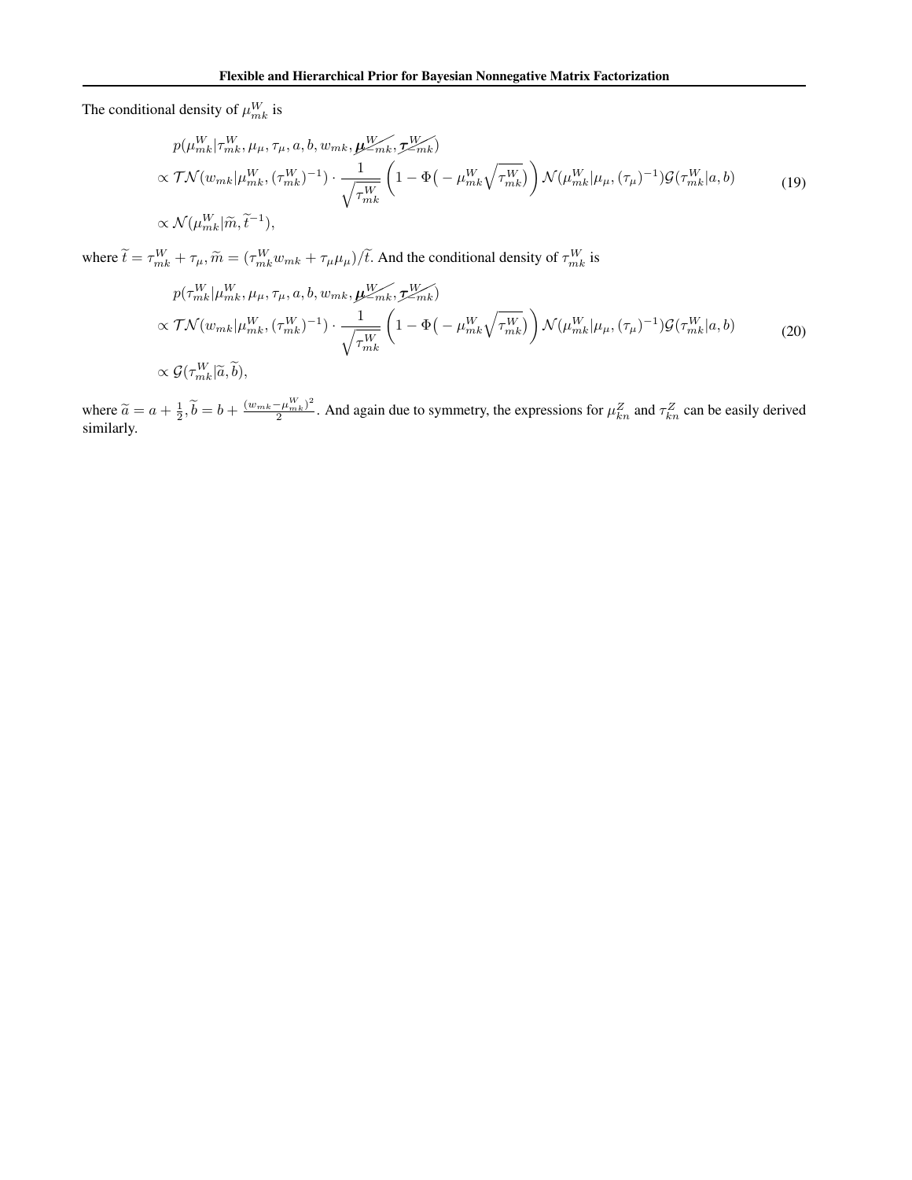The conditional density of $\mu_{mk}^W$ is

$$
\begin{aligned}
&p(\mu_{mk}^W|\tau_{mk}^W, \mu_\mu, \tau_\mu, a, b, w_{mk}, \cancel{\boldsymbol{\mu}_{-mk}^W}, \cancel{\boldsymbol{\tau}_{-mk}^W}) \\
&\propto \mathcal{TN}(w_{mk}|\mu_{mk}^W, (\tau_{mk}^W)^{-1}) \cdot \frac{1}{\sqrt{\tau_{mk}^W}} \left(1 - \Phi\big(-\mu_{mk}^W \sqrt{\tau_{mk}^W}\big)\right) \mathcal{N}(\mu_{mk}^W|\mu_\mu, (\tau_\mu)^{-1}) \mathcal{G}(\tau_{mk}^W|a, b) \\
&\propto \mathcal{N}(\mu_{mk}^W|\widetilde{m}, \widetilde{t}^{-1}),
\end{aligned}
\tag{19}
$$

where $\widetilde{t} = \tau_{mk}^W + \tau_\mu, \widetilde{m} = (\tau_{mk}^W w_{mk} + \tau_\mu \mu_\mu)/\widetilde{t}$. And the conditional density of $\tau_{mk}^W$ is

$$
\begin{aligned}
&p(\tau_{mk}^W|\mu_{mk}^W, \mu_\mu, \tau_\mu, a, b, w_{mk}, \cancel{\boldsymbol{\mu}_{-mk}^W}, \cancel{\boldsymbol{\tau}_{-mk}^W}) \\
&\propto \mathcal{TN}(w_{mk}|\mu_{mk}^W, (\tau_{mk}^W)^{-1}) \cdot \frac{1}{\sqrt{\tau_{mk}^W}} \left(1 - \Phi\big(-\mu_{mk}^W \sqrt{\tau_{mk}^W}\big)\right) \mathcal{N}(\mu_{mk}^W|\mu_\mu, (\tau_\mu)^{-1}) \mathcal{G}(\tau_{mk}^W|a, b) \\
&\propto \mathcal{G}(\tau_{mk}^W|\widetilde{a}, \widetilde{b}),
\end{aligned}
\tag{20}
$$

where $\widetilde{a} = a + \frac{1}{2}, \widetilde{b} = b + \frac{(w_{mk} - \mu_{mk}^W)^2}{2}$. And again due to symmetry, the expressions for $\mu_{kn}^Z$ and $\tau_{kn}^Z$ can be easily derived similarly.